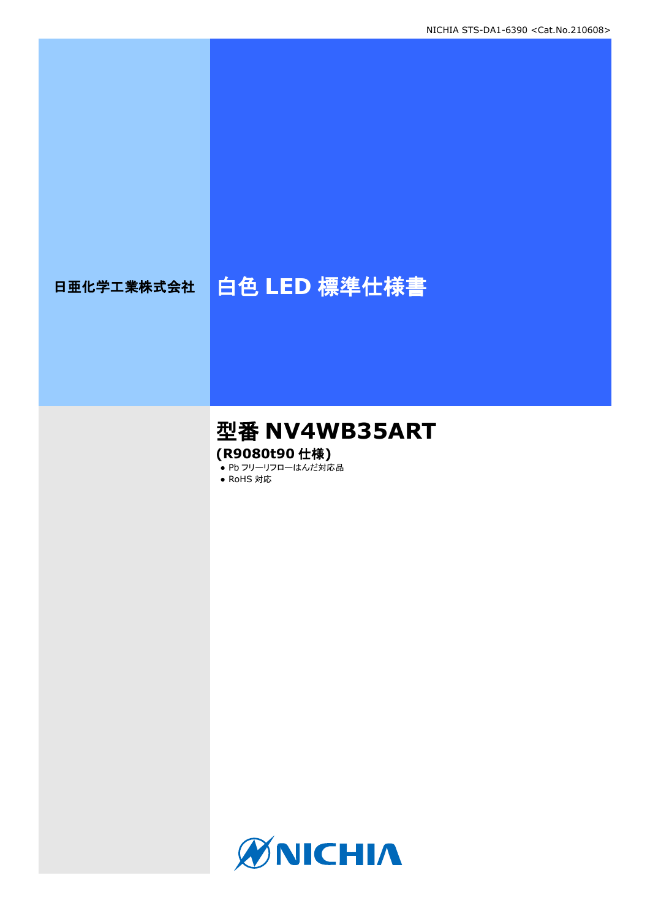NICHIA STS-DA1-6390 <Cat.No.210608>

日亜化学工業株式会社

# 白色 LED 標準仕様書

## 型番 NV4WB35ART

**(R9080t90 仕様)**

- Pb フリーリフローはんだ対応品
- RoHS 対応

NICHIA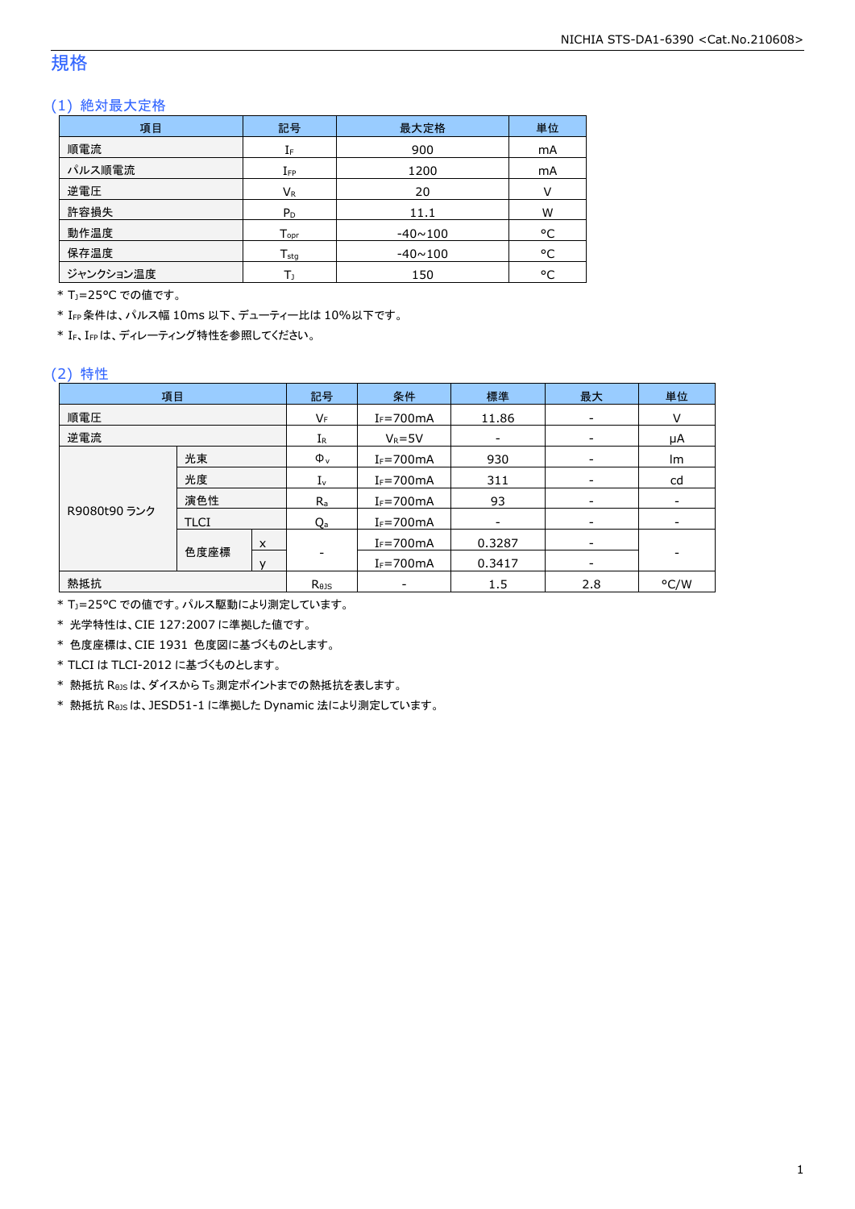# 規格

## (1) 絶対最大定格

| 項目 | 記号 | 最大定格 | 単位 |
|---|---|---|---|
| 順電流 | $I_F$ | 900 | mA |
| パルス順電流 | $I_{FP}$ | 1200 | mA |
| 逆電圧 | $V_R$ | 20 | V |
| 許容損失 | $P_D$ | 11.1 | W |
| 動作温度 | $T_{opr}$ | -40~100 | °C |
| 保存温度 | $T_{stg}$ | -40~100 | °C |
| ジャンクション温度 | $T_J$ | 150 | °C |

* $T_J$=25°C での値です。
* $I_{FP}$ 条件は、パルス幅 10ms 以下、デューティー比は 10%以下です。
* $I_F$、$I_{FP}$ は、ディレーティング特性を参照してください。

## (2) 特性

| 項目 | | | 記号 | 条件 | 標準 | 最大 | 単位 |
|---|---|---|---|---|---|---|---|
| 順電圧 | | | $V_F$ | $I_F$=700mA | 11.86 | - | V |
| 逆電流 | | | $I_R$ | $V_R$=5V | - | - | μA |
| R9080t90 ランク | 光束 | | $\Phi_v$ | $I_F$=700mA | 930 | - | lm |
| | 光度 | | $I_v$ | $I_F$=700mA | 311 | - | cd |
| | 演色性 | | $R_a$ | $I_F$=700mA | 93 | - | - |
| | TLCI | | $Q_a$ | $I_F$=700mA | - | - | - |
| | 色度座標 | x | - | $I_F$=700mA | 0.3287 | - | - |
| | | y | | $I_F$=700mA | 0.3417 | - | |
| 熱抵抗 | | | $R_{\theta JS}$ | - | 1.5 | 2.8 | °C/W |

* $T_J$=25°C での値です。パルス駆動により測定しています。
* 光学特性は、CIE 127:2007 に準拠した値です。
* 色度座標は、CIE 1931 色度図に基づくものとします。
* TLCI は TLCI-2012 に基づくものとします。
* 熱抵抗 $R_{\theta JS}$ は、ダイスから $T_S$ 測定ポイントまでの熱抵抗を表します。
* 熱抵抗 $R_{\theta JS}$ は、JESD51-1 に準拠した Dynamic 法により測定しています。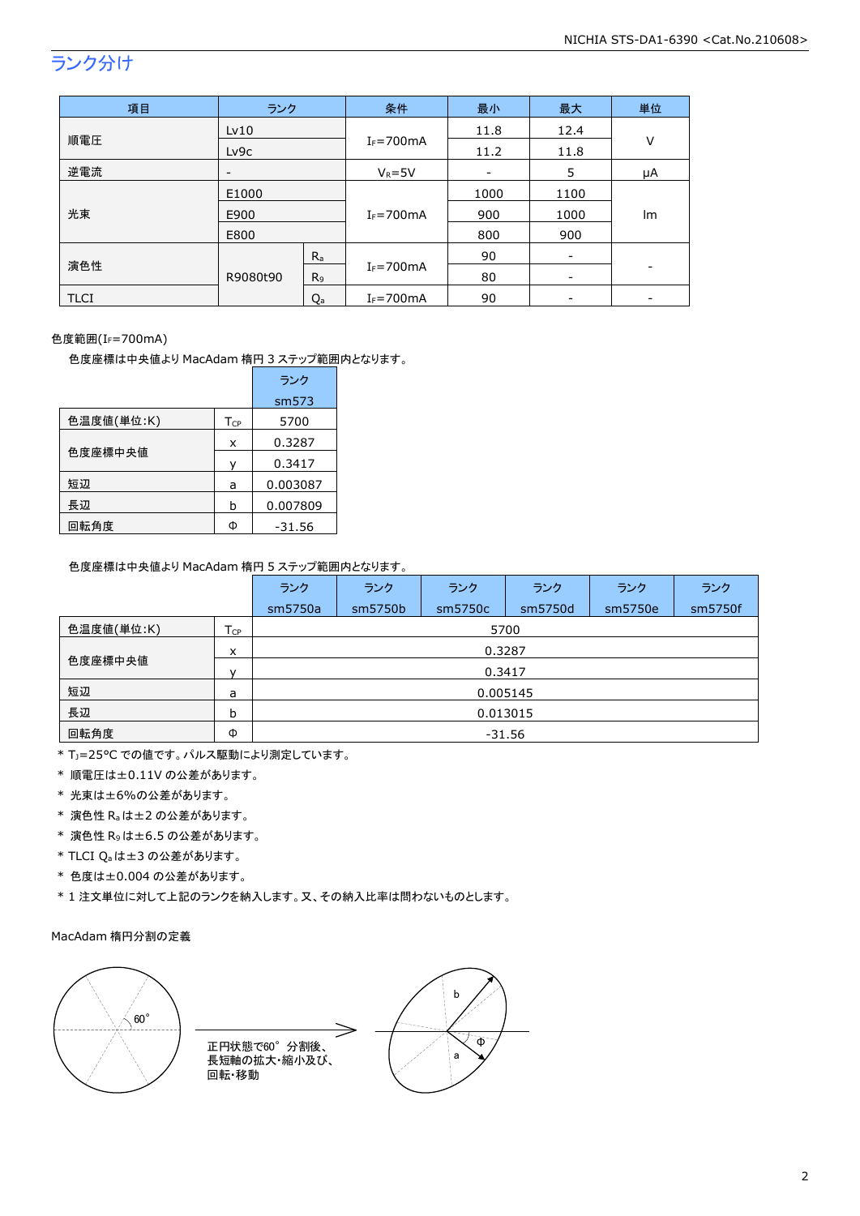## ランク分け

| 項目 | ランク | | 条件 | 最小 | 最大 | 単位 |
|---|---|---|---|---|---|---|
| 順電圧 | Lv10 | | $I_F$=700mA | 11.8 | 12.4 | V |
| | Lv9c | | | 11.2 | 11.8 | |
| 逆電流 | - | | $V_R$=5V | - | 5 | μA |
| 光束 | E1000 | | $I_F$=700mA | 1000 | 1100 | lm |
| | E900 | | | 900 | 1000 | |
| | E800 | | | 800 | 900 | |
| 演色性 | R9080t90 | $R_a$ | $I_F$=700mA | 90 | - | - |
| | | $R_9$ | | 80 | - | |
| TLCI | | $Q_a$ | $I_F$=700mA | 90 | - | - |

色度範囲($I_F$=700mA)

色度座標は中央値より MacAdam 楕円 3 ステップ範囲内となります。

| | | ランク sm573 |
|---|---|---|
| 色温度値(単位:K) | $T_{CP}$ | 5700 |
| 色度座標中央値 | x | 0.3287 |
| | y | 0.3417 |
| 短辺 | a | 0.003087 |
| 長辺 | b | 0.007809 |
| 回転角度 | Φ | -31.56 |

色度座標は中央値より MacAdam 楕円 5 ステップ範囲内となります。

| | | ランク sm5750a | ランク sm5750b | ランク sm5750c | ランク sm5750d | ランク sm5750e | ランク sm5750f |
|---|---|---|---|---|---|---|---|
| 色温度値(単位:K) | $T_{CP}$ | 5700 | | | | | |
| 色度座標中央値 | x | 0.3287 | | | | | |
| | y | 0.3417 | | | | | |
| 短辺 | a | 0.005145 | | | | | |
| 長辺 | b | 0.013015 | | | | | |
| 回転角度 | Φ | -31.56 | | | | | |

* $T_J$=25°C での値です。パルス駆動により測定しています。
* 順電圧は±0.11V の公差があります。
* 光束は±6%の公差があります。
* 演色性 $R_a$ は±2 の公差があります。
* 演色性 $R_9$ は±6.5 の公差があります。
* TLCI $Q_a$ は±3 の公差があります。
* 色度は±0.004 の公差があります。
* 1 注文単位に対して上記のランクを納入します。又、その納入比率は問わないものとします。

MacAdam 楕円分割の定義

60°

正円状態で60° 分割後、
長短軸の拡大･縮小及び、
回転･移動

b

a

Φ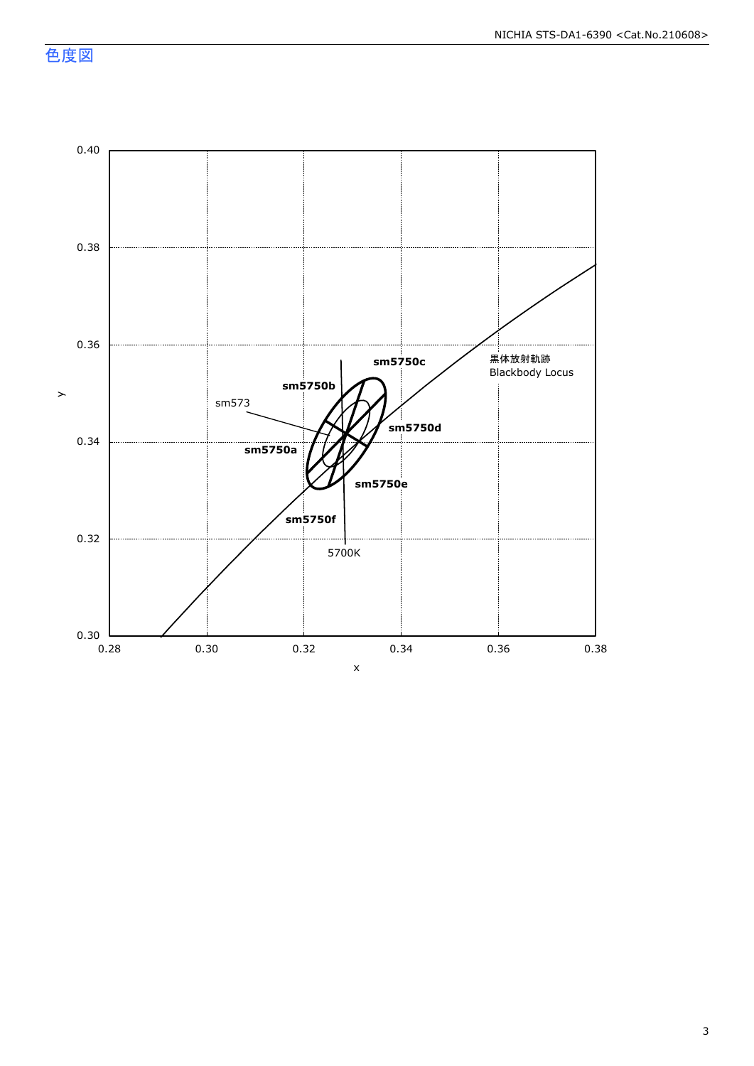# 色度図

y

0.40
0.38
0.36
0.34
0.32
0.30

0.28 0.30 0.32 0.34 0.36 0.38

x

sm5750c
sm5750b
sm573
sm5750d
sm5750a
sm5750e
sm5750f
5700K

黒体放射軌跡
Blackbody Locus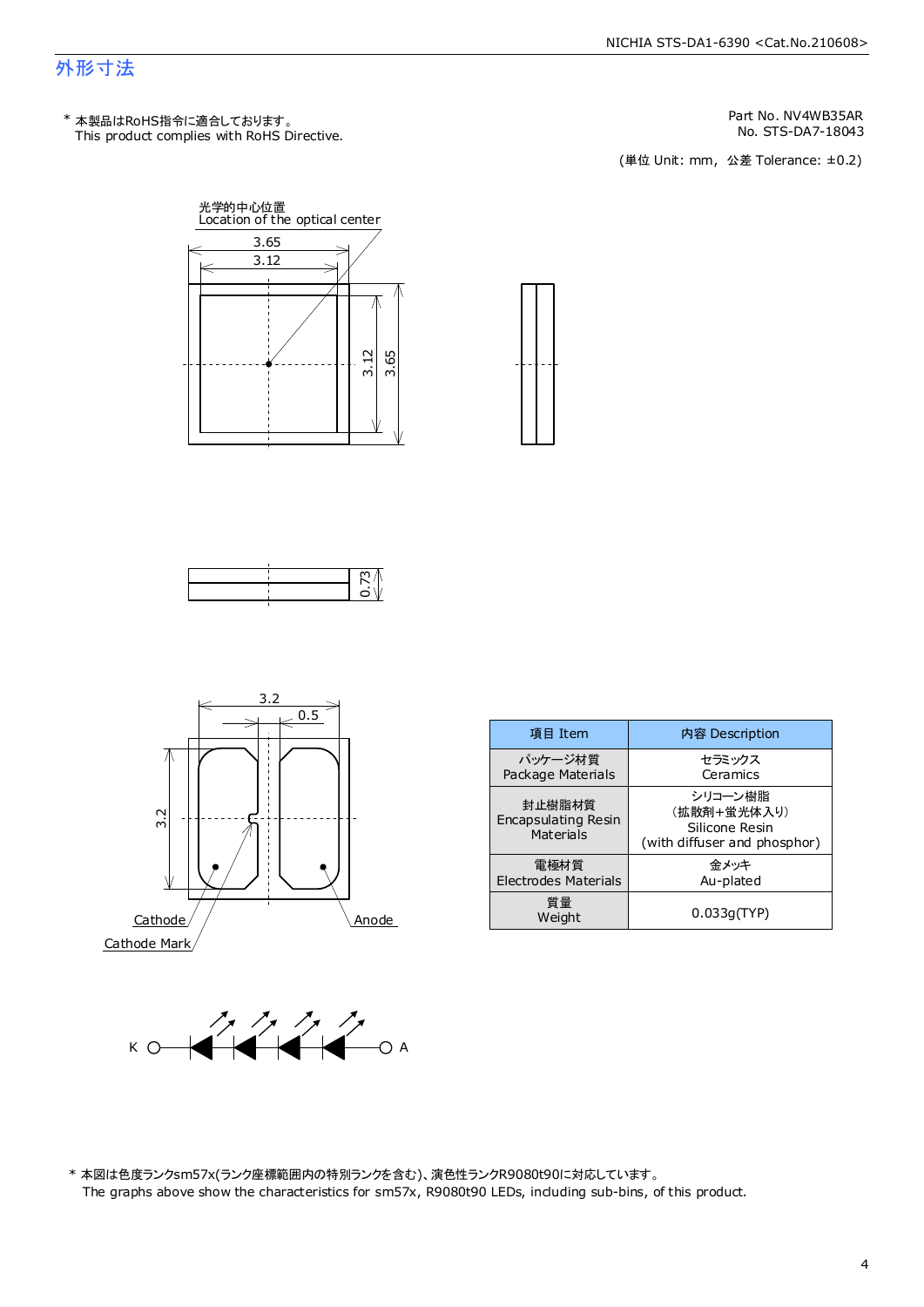## 外形寸法

\* 本製品はRoHS指令に適合しております。
This product complies with RoHS Directive.

Part No. NV4WB35AR
No. STS-DA7-18043

(単位 Unit: mm, 公差 Tolerance: ±0.2)

光学的中心位置
Location of the optical center

3.65
3.12
3.12
3.65
0.73
3.2
0.5
3.2

Cathode
Anode
Cathode Mark

K A

| 項目 Item | 内容 Description |
| --- | --- |
| パッケージ材質<br>Package Materials | セラミックス<br>Ceramics |
| 封止樹脂材質<br>Encapsulating Resin Materials | シリコーン樹脂<br>(拡散剤+蛍光体入り)<br>Silicone Resin<br>(with diffuser and phosphor) |
| 電極材質<br>Electrodes Materials | 金メッキ<br>Au-plated |
| 質量<br>Weight | 0.033g(TYP) |

\* 本図は色度ランクsm57x(ランク座標範囲内の特別ランクを含む)、演色性ランクR9080t90に対応しています。
The graphs above show the characteristics for sm57x, R9080t90 LEDs, including sub-bins, of this product.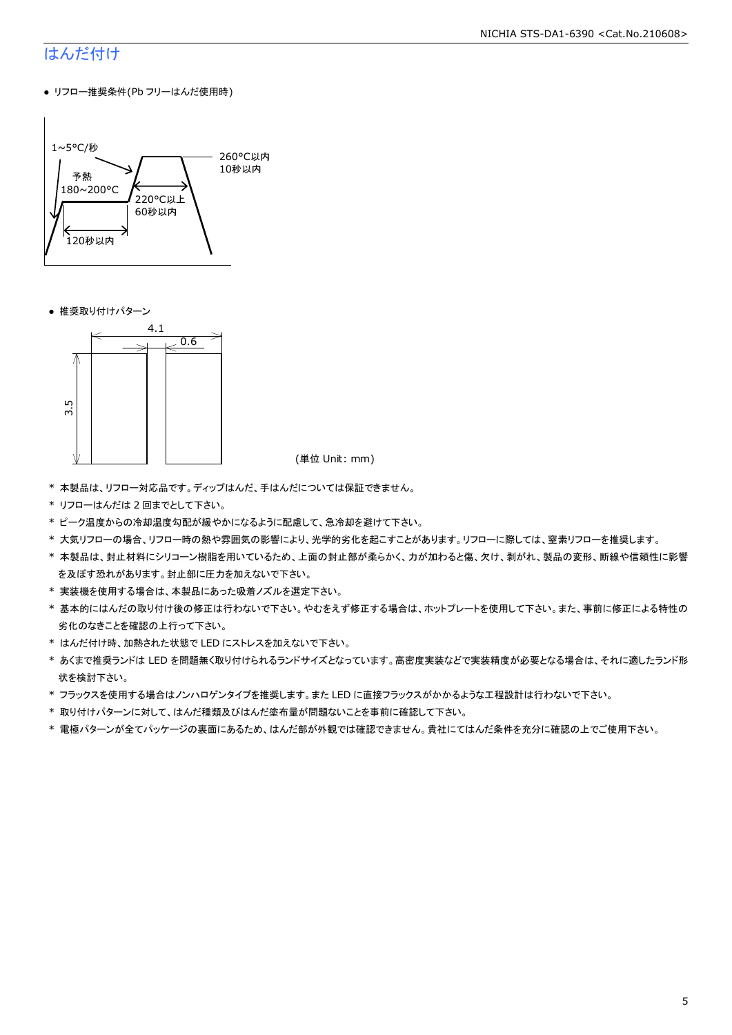## はんだ付け

- リフロー推奨条件(Pb フリーはんだ使用時)

1~5°C/秒

予熱
180~200°C

120秒以内

220°C以上
60秒以内

260°C以内
10秒以内

- 推奨取り付けパターン

4.1

0.6

3.5

(単位 Unit: mm)

* 本製品は、リフロー対応品です。ディップはんだ、手はんだについては保証できません。
* リフローはんだは 2 回までとして下さい。
* ピーク温度からの冷却温度勾配が緩やかになるように配慮して、急冷却を避けて下さい。
* 大気リフローの場合、リフロー時の熱や雰囲気の影響により、光学的劣化を起こすことがあります。リフローに際しては、窒素リフローを推奨します。
* 本製品は、封止材料にシリコーン樹脂を用いているため、上面の封止部が柔らかく、力が加わると傷、欠け、剥がれ、製品の変形、断線や信頼性に影響を及ぼす恐れがあります。封止部に圧力を加えないで下さい。
* 実装機を使用する場合は、本製品にあった吸着ノズルを選定下さい。
* 基本的にはんだの取り付け後の修正は行わないで下さい。やむをえず修正する場合は、ホットプレートを使用して下さい。また、事前に修正による特性の劣化のなきことを確認の上行って下さい。
* はんだ付け時、加熱された状態で LED にストレスを加えないで下さい。
* あくまで推奨ランドは LED を問題無く取り付けられるランドサイズとなっています。高密度実装などで実装精度が必要となる場合は、それに適したランド形状を検討下さい。
* フラックスを使用する場合はノンハロゲンタイプを推奨します。また LED に直接フラックスがかかるような工程設計は行わないで下さい。
* 取り付けパターンに対して、はんだ種類及びはんだ塗布量が問題ないことを事前に確認して下さい。
* 電極パターンが全てパッケージの裏面にあるため、はんだ部が外観では確認できません。貴社にてはんだ条件を充分に確認の上でご使用下さい。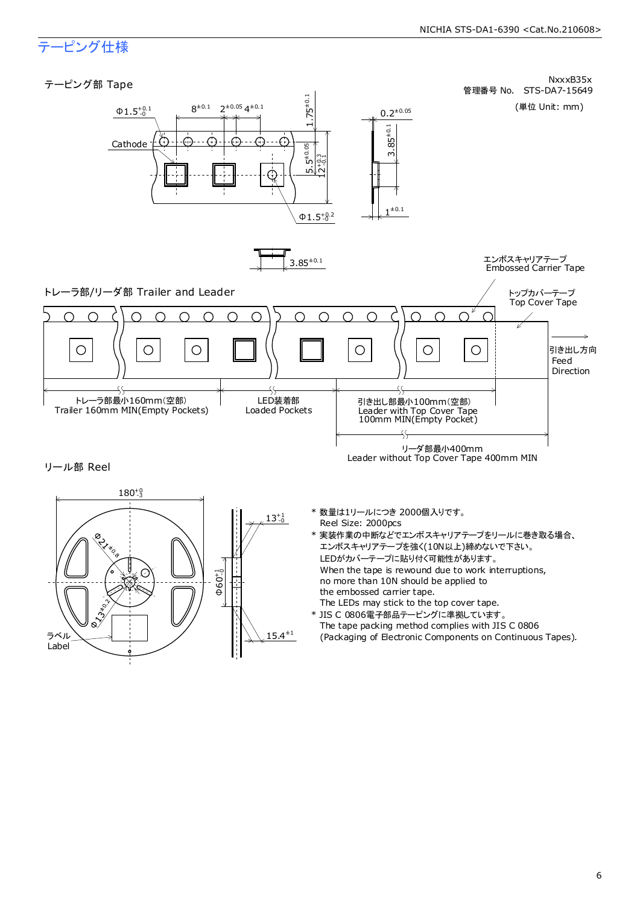# テーピング仕様

NxxxB35x
管理番号 No.　STS-DA7-15649

(単位 Unit: mm)

## テーピング部 Tape

Cathode

$\Phi 1.5^{+0.1}_{-0}$　$8^{\pm0.1}$　$2^{\pm0.05}$　$4^{\pm0.1}$　$1.75^{\pm0.1}$　$5.5^{\pm0.05}$　$12^{+0.3}_{-0.1}$　$\Phi 1.5^{+0.2}_{-0}$

$0.2^{\pm0.05}$　$3.85^{\pm0.1}$　$1^{\pm0.1}$

$3.85^{\pm0.1}$

## トレーラ部/リーダ部 Trailer and Leader

エンボスキャリアテープ
Embossed Carrier Tape

トップカバーテープ
Top Cover Tape

引き出し方向
Feed
Direction

トレーラ部最小160mm(空部)
Trailer 160mm MIN(Empty Pockets)

LED装着部
Loaded Pockets

引き出し部最小100mm(空部)
Leader with Top Cover Tape
100mm MIN(Empty Pocket)

リーダ部最小400mm
Leader without Top Cover Tape 400mm MIN

## リール部 Reel

$180^{+0}_{-3}$　$\Phi 21^{\pm0.8}$　$\Phi 13^{\pm0.2}$　$13^{+1}_{-0}$　$\Phi 60^{+1}_{-0}$　$15.4^{\pm1}$

ラベル
Label

- 数量は1リールにつき 2000個入りです。
  Reel Size: 2000pcs
- 実装作業の中断などでエンボスキャリアテープをリールに巻き取る場合、
  エンボスキャリアテープを強く(10N以上)締めないで下さい。
  LEDがカバーテープに貼り付く可能性があります。
  When the tape is rewound due to work interruptions,
  no more than 10N should be applied to
  the embossed carrier tape.
  The LEDs may stick to the top cover tape.
- JIS C 0806電子部品テーピングに準拠しています。
  The tape packing method complies with JIS C 0806
  (Packaging of Electronic Components on Continuous Tapes).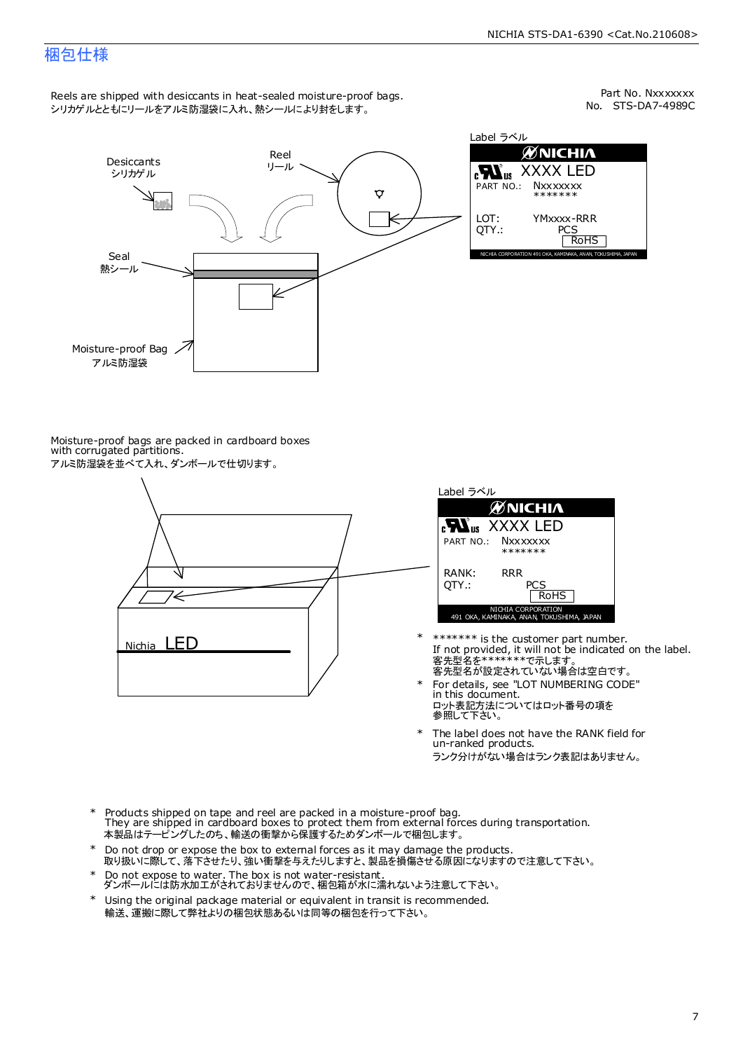# 梱包仕様

Reels are shipped with desiccants in heat-sealed moisture-proof bags.
シリカゲルとともにリールをアルミ防湿袋に入れ、熱シールにより封をします。

Part No. Nxxxxxxx
No. STS-DA7-4989C

Label ラベル

NICHIA
XXXX LED
PART NO.: Nxxxxxxx
*******
LOT: YMxxxx-RRR
QTY.: PCS
RoHS
NICHIA CORPORATION 491 OKA, KAMINAKA, ANAN, TOKUSHIMA, JAPAN

Desiccants
シリカゲル

Reel
リール

Seal
熱シール

Moisture-proof Bag
アルミ防湿袋

Moisture-proof bags are packed in cardboard boxes with corrugated partitions.
アルミ防湿袋を並べて入れ、ダンボールで仕切ります。

Label ラベル

NICHIA
XXXX LED
PART NO.: Nxxxxxxx
*******
RANK: RRR
QTY.: PCS
RoHS
NICHIA CORPORATION
491 OKA, KAMINAKA, ANAN, TOKUSHIMA, JAPAN

Nichia LED

- \* ******* is the customer part number.
  If not provided, it will not be indicated on the label.
  客先型名を*******で示します。
  客先型名が設定されていない場合は空白です。
- \* For details, see "LOT NUMBERING CODE" in this document.
  ロット表記方法についてはロット番号の項を参照して下さい。
- \* The label does not have the RANK field for un-ranked products.
  ランク分けがない場合はランク表記はありません。

- \* Products shipped on tape and reel are packed in a moisture-proof bag.
  They are shipped in cardboard boxes to protect them from external forces during transportation.
  本製品はテーピングしたのち、輸送の衝撃から保護するためダンボールで梱包します。
- \* Do not drop or expose the box to external forces as it may damage the products.
  取り扱いに際して、落下させたり、強い衝撃を与えたりしますと、製品を損傷させる原因になりますので注意して下さい。
- \* Do not expose to water. The box is not water-resistant.
  ダンボールには防水加工がされておりませんので、梱包箱が水に濡れないよう注意して下さい。
- \* Using the original package material or equivalent in transit is recommended.
  輸送、運搬に際して弊社よりの梱包状態あるいは同等の梱包を行って下さい。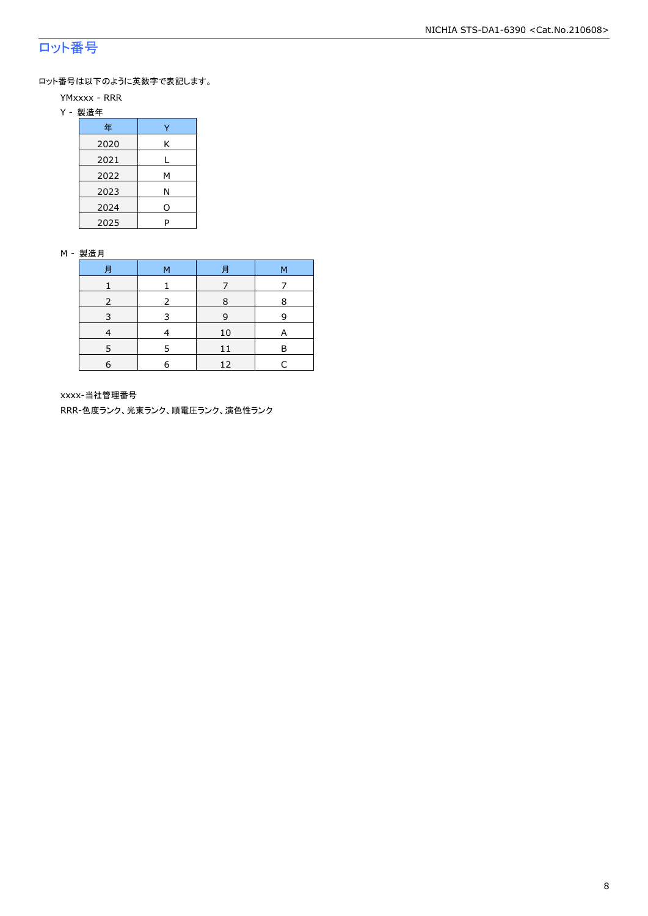## ロット番号

ロット番号は以下のように英数字で表記します。

YMxxxx - RRR

Y - 製造年

| 年 | Y |
|---|---|
| 2020 | K |
| 2021 | L |
| 2022 | M |
| 2023 | N |
| 2024 | O |
| 2025 | P |

M - 製造月

| 月 | M | 月 | M |
|---|---|---|---|
| 1 | 1 | 7 | 7 |
| 2 | 2 | 8 | 8 |
| 3 | 3 | 9 | 9 |
| 4 | 4 | 10 | A |
| 5 | 5 | 11 | B |
| 6 | 6 | 12 | C |

xxxx-当社管理番号

RRR-色度ランク、光束ランク、順電圧ランク、演色性ランク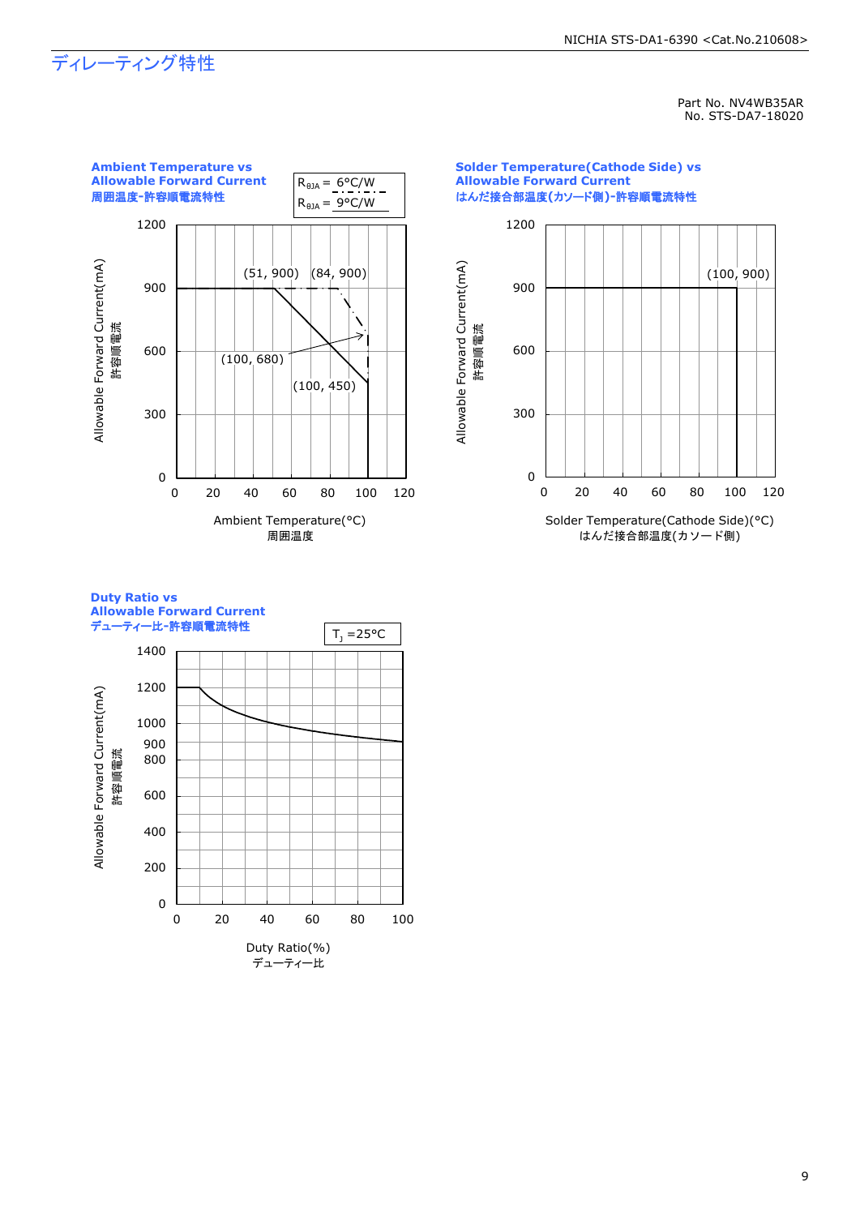# ディレーティング特性

Part No. NV4WB35AR
No. STS-DA7-18020

**Ambient Temperature vs Allowable Forward Current**
**周囲温度-許容順電流特性**

$R_{\theta JA}$ = 6°C/W
$R_{\theta JA}$ = 9°C/W

(51, 900) (84, 900)
(100, 680)
(100, 450)

Allowable Forward Current(mA)
許容順電流

Ambient Temperature(°C)
周囲温度

**Solder Temperature(Cathode Side) vs Allowable Forward Current**
**はんだ接合部温度(カソード側)-許容順電流特性**

(100, 900)

Allowable Forward Current(mA)
許容順電流

Solder Temperature(Cathode Side)(°C)
はんだ接合部温度(カソード側)

**Duty Ratio vs Allowable Forward Current**
**デューティー比-許容順電流特性**

$T_J$ =25°C

Allowable Forward Current(mA)
許容順電流

Duty Ratio(%)
デューティー比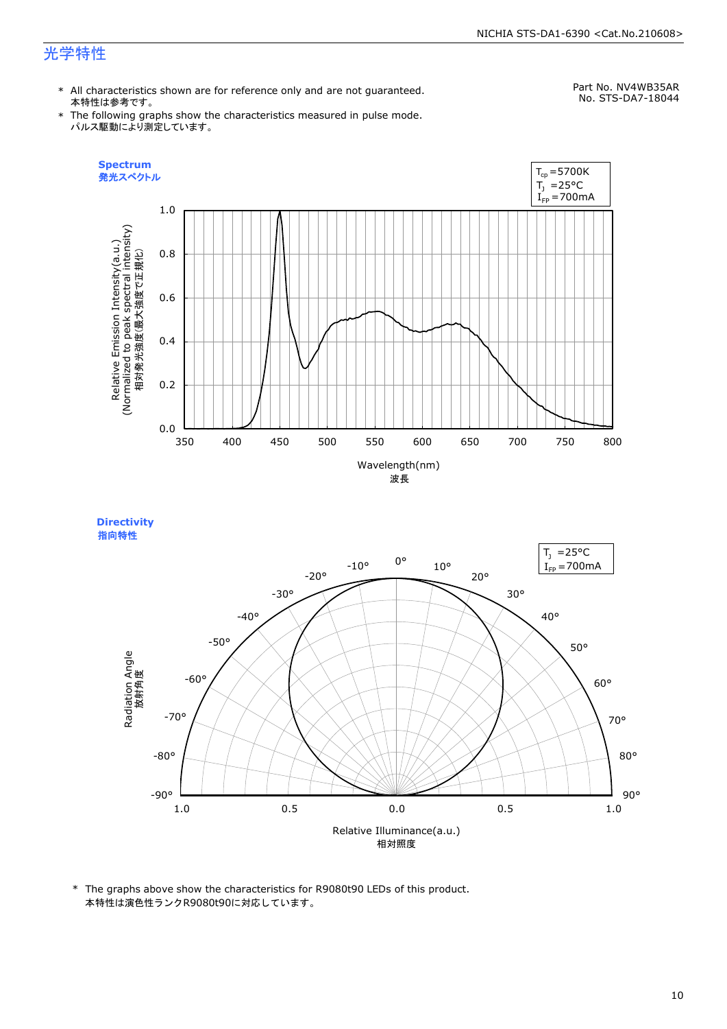## 光学特性

Part No. NV4WB35AR
No. STS-DA7-18044

\* All characteristics shown are for reference only and are not guaranteed.
本特性は参考です。

\* The following graphs show the characteristics measured in pulse mode.
パルス駆動により測定しています。

**Spectrum**
**発光スペクトル**

$T_{cp}$ =5700K
$T_J$ =25°C
$I_{FP}$ =700mA

Relative Emission Intensity(a.u.)
(Normalized to peak spectral intensity)
相対発光強度(最大強度で正規化)

Wavelength(nm)
波長

**Directivity**
**指向特性**

$T_J$ =25°C
$I_{FP}$ =700mA

Radiation Angle
放射角度

Relative Illuminance(a.u.)
相対照度

\* The graphs above show the characteristics for R9080t90 LEDs of this product.
本特性は演色性ランクR9080t90に対応しています。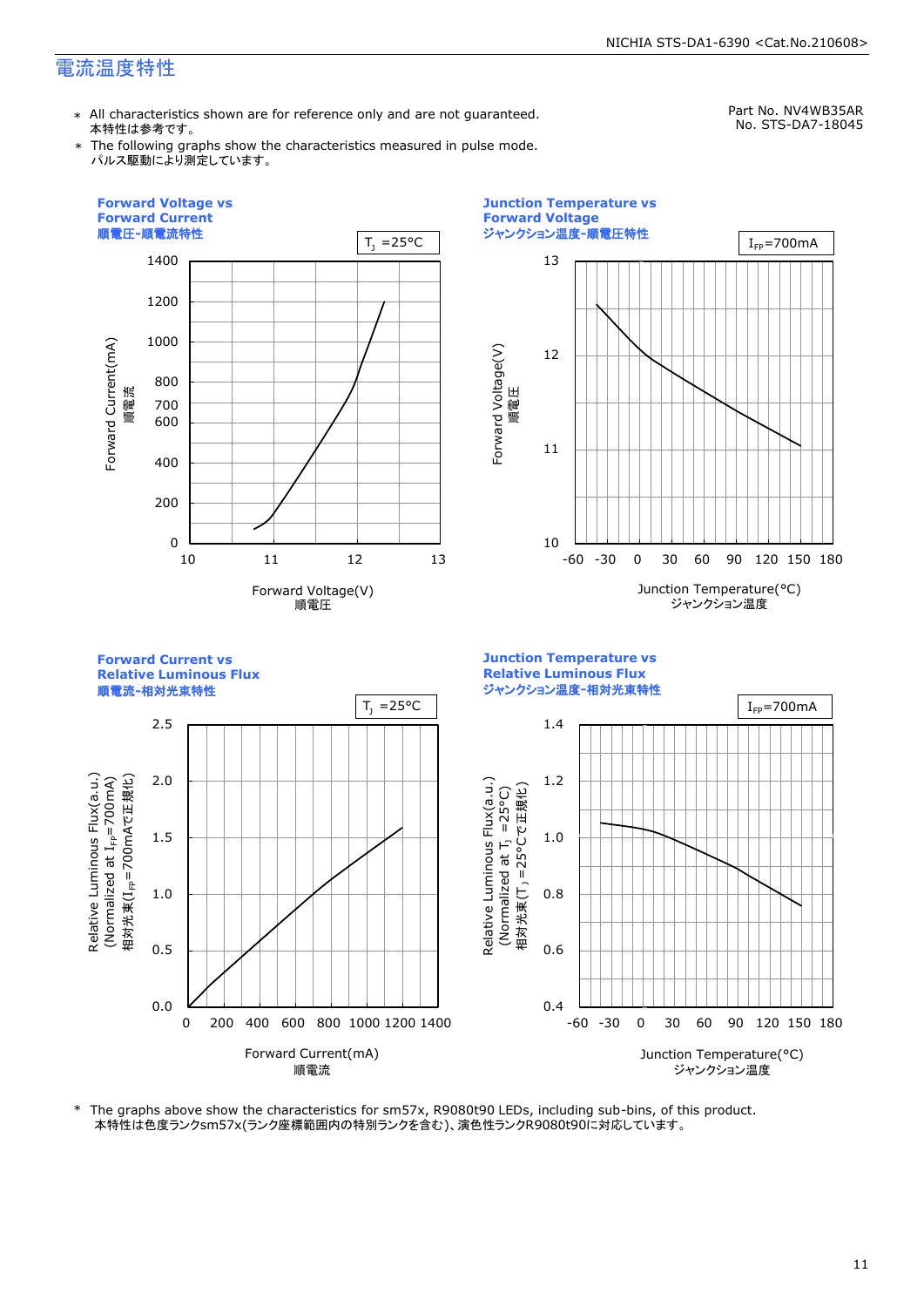## 電流温度特性

Part No. NV4WB35AR
No. STS-DA7-18045

- ∗ All characteristics shown are for reference only and are not guaranteed.
  本特性は参考です。
- ∗ The following graphs show the characteristics measured in pulse mode.
  パルス駆動により測定しています。

**Forward Voltage vs Forward Current**
**順電圧-順電流特性**

$T_J$ =25°C

Forward Current(mA) 順電流 / Forward Voltage(V) 順電圧

**Junction Temperature vs Forward Voltage**
**ジャンクション温度-順電圧特性**

$I_{FP}$=700mA

Forward Voltage(V) 順電圧 / Junction Temperature(°C) ジャンクション温度

**Forward Current vs Relative Luminous Flux**
**順電流-相対光束特性**

$T_J$ =25°C

Relative Luminous Flux(a.u.) (Normalized at $I_{FP}$=700mA) 相対光束($I_{FP}$=700mAで正規化) / Forward Current(mA) 順電流

**Junction Temperature vs Relative Luminous Flux**
**ジャンクション温度-相対光束特性**

$I_{FP}$=700mA

Relative Luminous Flux(a.u.) (Normalized at $T_J$ =25°C) 相対光束($T_J$ =25°Cで正規化) / Junction Temperature(°C) ジャンクション温度

∗ The graphs above show the characteristics for sm57x, R9080t90 LEDs, including sub-bins, of this product.
本特性は色度ランクsm57x(ランク座標範囲内の特別ランクを含む)、演色性ランクR9080t90に対応しています。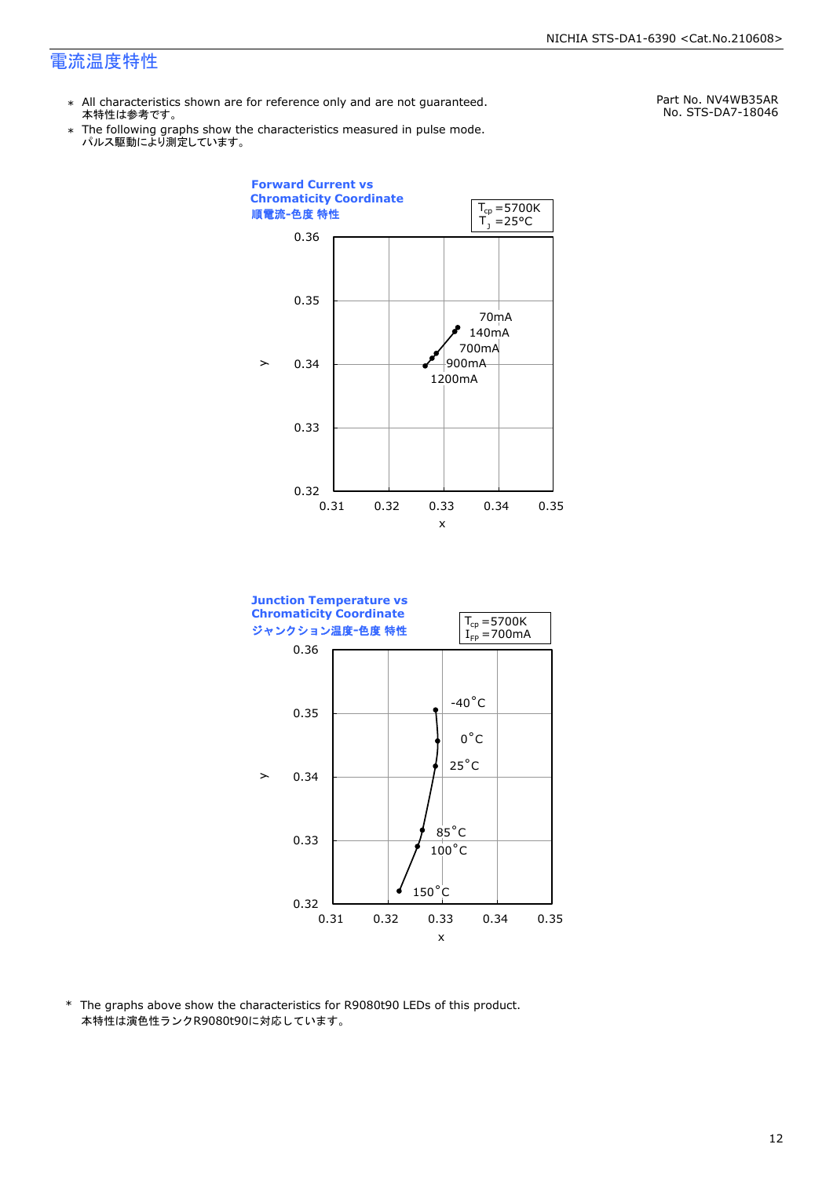# 電流温度特性

- ＊ All characteristics shown are for reference only and are not guaranteed.
  本特性は参考です。
- ＊ The following graphs show the characteristics measured in pulse mode.
  パルス駆動により測定しています。

Part No. NV4WB35AR
No. STS-DA7-18046

**Forward Current vs Chromaticity Coordinate**
**順電流-色度 特性**

$T_{cp}$ =5700K
$T_J$ =25°C

y axis: 0.32, 0.33, 0.34, 0.35, 0.36
x axis: 0.31, 0.32, 0.33, 0.34, 0.35

70mA
140mA
700mA
900mA
1200mA

**Junction Temperature vs Chromaticity Coordinate**
**ジャンクション温度-色度 特性**

$T_{cp}$ =5700K
$I_{FP}$ =700mA

y axis: 0.32, 0.33, 0.34, 0.35, 0.36
x axis: 0.31, 0.32, 0.33, 0.34, 0.35

-40°C
0°C
25°C
85°C
100°C
150°C

\* The graphs above show the characteristics for R9080t90 LEDs of this product.
本特性は演色性ランクR9080t90に対応しています。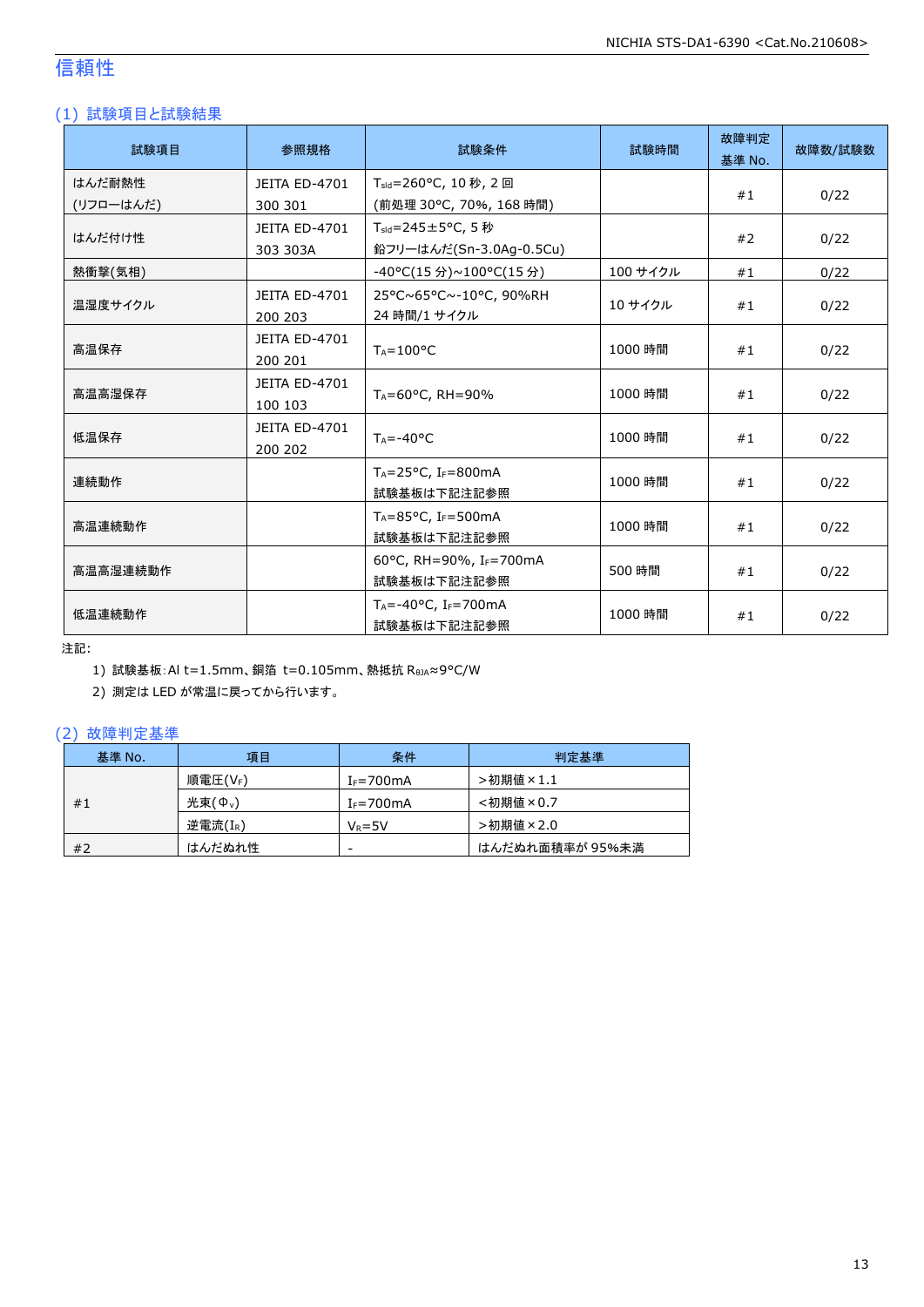# 信頼性

## (1) 試験項目と試験結果

| 試験項目 | 参照規格 | 試験条件 | 試験時間 | 故障判定基準 No. | 故障数/試験数 |
|---|---|---|---|---|---|
| はんだ耐熱性 (リフローはんだ) | JEITA ED-4701 300 301 | $T_{sld}$=260°C, 10 秒, 2 回 (前処理 30°C, 70%, 168 時間) | | #1 | 0/22 |
| はんだ付け性 | JEITA ED-4701 303 303A | $T_{sld}$=245±5°C, 5 秒 鉛フリーはんだ(Sn-3.0Ag-0.5Cu) | | #2 | 0/22 |
| 熱衝撃(気相) | | -40°C(15 分)~100°C(15 分) | 100 サイクル | #1 | 0/22 |
| 温湿度サイクル | JEITA ED-4701 200 203 | 25°C~65°C~-10°C, 90%RH 24 時間/1 サイクル | 10 サイクル | #1 | 0/22 |
| 高温保存 | JEITA ED-4701 200 201 | $T_A$=100°C | 1000 時間 | #1 | 0/22 |
| 高温高湿保存 | JEITA ED-4701 100 103 | $T_A$=60°C, RH=90% | 1000 時間 | #1 | 0/22 |
| 低温保存 | JEITA ED-4701 200 202 | $T_A$=-40°C | 1000 時間 | #1 | 0/22 |
| 連続動作 | | $T_A$=25°C, $I_F$=800mA 試験基板は下記注記参照 | 1000 時間 | #1 | 0/22 |
| 高温連続動作 | | $T_A$=85°C, $I_F$=500mA 試験基板は下記注記参照 | 1000 時間 | #1 | 0/22 |
| 高温高湿連続動作 | | 60°C, RH=90%, $I_F$=700mA 試験基板は下記注記参照 | 500 時間 | #1 | 0/22 |
| 低温連続動作 | | $T_A$=-40°C, $I_F$=700mA 試験基板は下記注記参照 | 1000 時間 | #1 | 0/22 |

注記:

1) 試験基板:Al t=1.5mm、銅箔 t=0.105mm、熱抵抗 $R_{\theta JA}$≈9°C/W
2) 測定は LED が常温に戻ってから行います。

## (2) 故障判定基準

| 基準 No. | 項目 | 条件 | 判定基準 |
|---|---|---|---|
| #1 | 順電圧($V_F$) | $I_F$=700mA | >初期値×1.1 |
| | 光束($\Phi_v$) | $I_F$=700mA | <初期値×0.7 |
| | 逆電流($I_R$) | $V_R$=5V | >初期値×2.0 |
| #2 | はんだぬれ性 | - | はんだぬれ面積率が 95%未満 |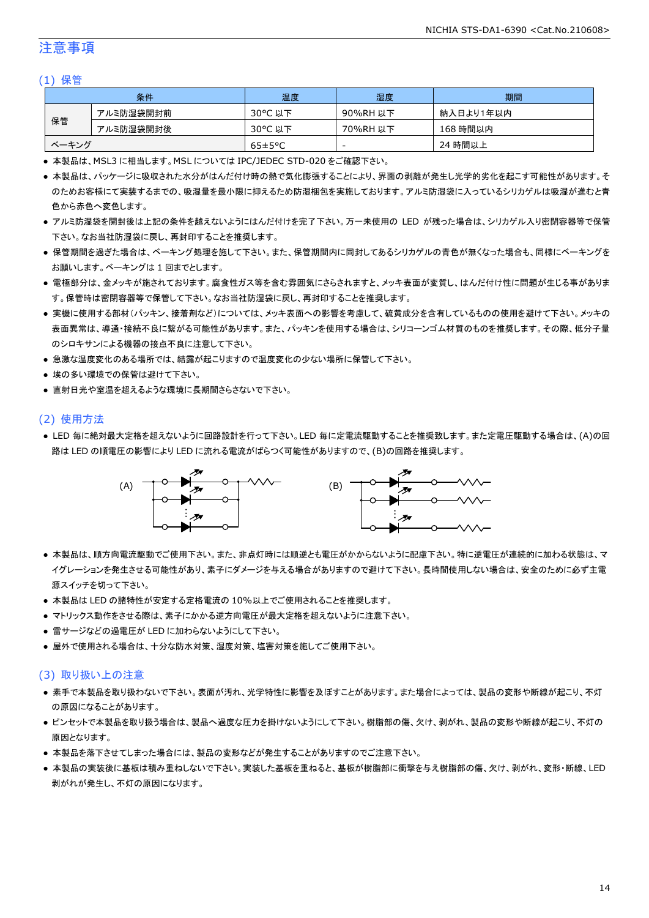# 注意事項

## (1) 保管

| 条件 | | 温度 | 湿度 | 期間 |
|---|---|---|---|---|
| 保管 | アルミ防湿袋開封前 | 30°C 以下 | 90%RH 以下 | 納入日より1年以内 |
| | アルミ防湿袋開封後 | 30°C 以下 | 70%RH 以下 | 168 時間以内 |
| ベーキング | | 65±5°C | - | 24 時間以上 |

- 本製品は、MSL3 に相当します。MSL については IPC/JEDEC STD-020 をご確認下さい。
- 本製品は、パッケージに吸収された水分がはんだ付け時の熱で気化膨張することにより、界面の剥離が発生し光学的劣化を起こす可能性があります。そのためお客様にて実装するまでの、吸湿量を最小限に抑えるため防湿梱包を実施しております。アルミ防湿袋に入っているシリカゲルは吸湿が進むと青色から赤色へ変色します。
- アルミ防湿袋を開封後は上記の条件を越えないようにはんだ付けを完了下さい。万一未使用の LED が残った場合は、シリカゲル入り密閉容器等で保管下さい。なお当社防湿袋に戻し、再封印することを推奨します。
- 保管期間を過ぎた場合は、ベーキング処理を施して下さい。また、保管期間内に同封してあるシリカゲルの青色が無くなった場合も、同様にベーキングをお願いします。ベーキングは 1 回までとします。
- 電極部分は、金メッキが施されております。腐食性ガス等を含む雰囲気にさらされますと、メッキ表面が変質し、はんだ付け性に問題が生じる事があります。保管時は密閉容器等で保管して下さい。なお当社防湿袋に戻し、再封印することを推奨します。
- 実機に使用する部材（パッキン、接着剤など）については、メッキ表面への影響を考慮して、硫黄成分を含有しているものの使用を避けて下さい。メッキの表面異常は、導通・接続不良に繋がる可能性があります。また、パッキンを使用する場合は、シリコーンゴム材質のものを推奨します。その際、低分子量のシロキサンによる機器の接点不良に注意して下さい。
- 急激な温度変化のある場所では、結露が起こりますので温度変化の少ない場所に保管して下さい。
- 埃の多い環境での保管は避けて下さい。
- 直射日光や室温を超えるような環境に長期間さらさないで下さい。

## (2) 使用方法

- LED 毎に絶対最大定格を超えないように回路設計を行って下さい。LED 毎に定電流駆動することを推奨致します。また定電圧駆動する場合は、(A)の回路は LED の順電圧の影響により LED に流れる電流がばらつく可能性がありますので、(B)の回路を推奨します。

(A)　　　　　　　　　　(B)

- 本製品は、順方向電流駆動でご使用下さい。また、非点灯時には順逆とも電圧がかからないように配慮下さい。特に逆電圧が連続的に加わる状態は、マイグレーションを発生させる可能性があり、素子にダメージを与える場合がありますので避けて下さい。長時間使用しない場合は、安全のために必ず主電源スイッチを切って下さい。
- 本製品は LED の諸特性が安定する定格電流の 10%以上でご使用されることを推奨します。
- マトリックス動作をさせる際は、素子にかかる逆方向電圧が最大定格を超えないように注意下さい。
- 雷サージなどの過電圧が LED に加わらないようにして下さい。
- 屋外で使用される場合は、十分な防水対策、湿度対策、塩害対策を施してご使用下さい。

## (3) 取り扱い上の注意

- 素手で本製品を取り扱わないで下さい。表面が汚れ、光学特性に影響を及ぼすことがあります。また場合によっては、製品の変形や断線が起こり、不灯の原因になることがあります。
- ピンセットで本製品を取り扱う場合は、製品へ過度な圧力を掛けないようにして下さい。樹脂部の傷、欠け、剥がれ、製品の変形や断線が起こり、不灯の原因となります。
- 本製品を落下させてしまった場合には、製品の変形などが発生することがありますのでご注意下さい。
- 本製品の実装後に基板は積み重ねしないで下さい。実装した基板を重ねると、基板が樹脂部に衝撃を与え樹脂部の傷、欠け、剥がれ、変形・断線、LED 剥がれが発生し、不灯の原因になります。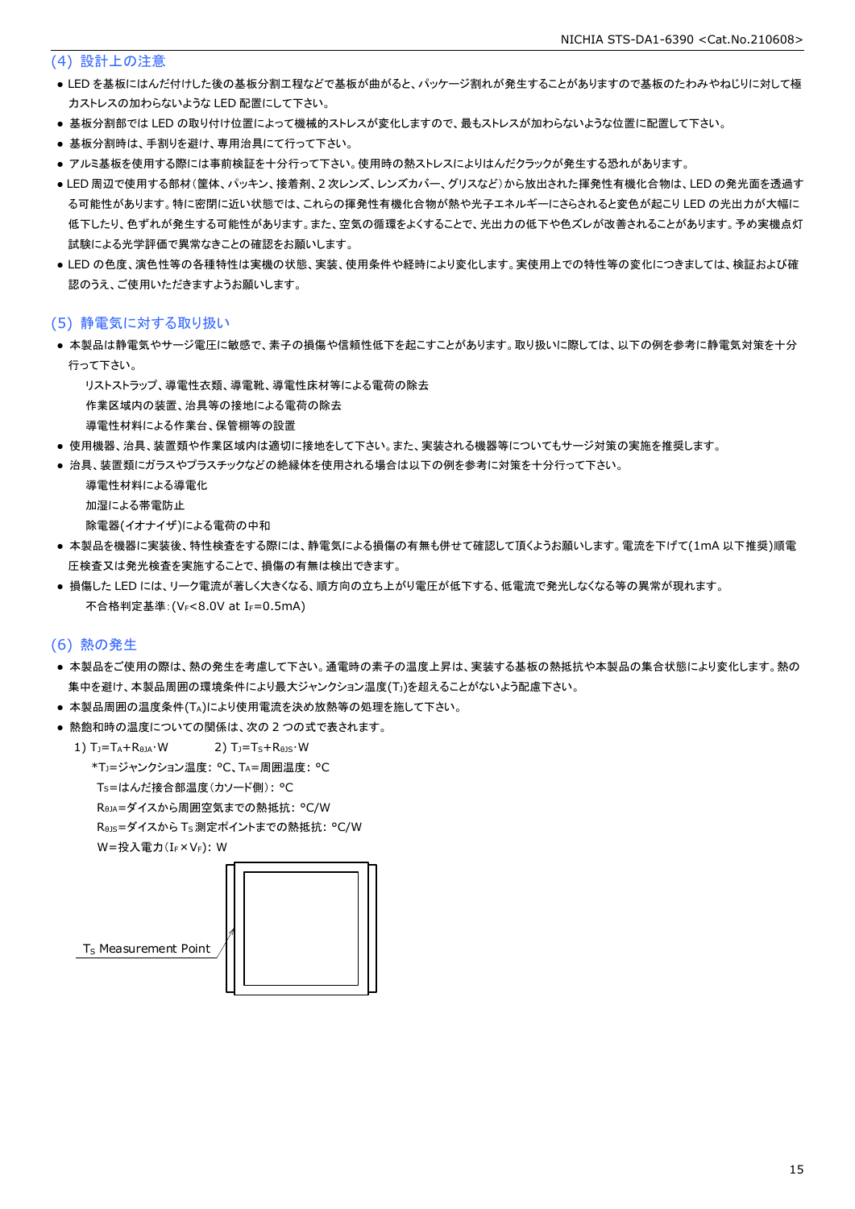## (4) 設計上の注意

- LED を基板にはんだ付けした後の基板分割工程などで基板が曲がると、パッケージ割れが発生することがありますので基板のたわみやねじりに対して極力ストレスの加わらないような LED 配置にして下さい。
- 基板分割部では LED の取り付け位置によって機械的ストレスが変化しますので、最もストレスが加わらないような位置に配置して下さい。
- 基板分割時は、手割りを避け、専用治具にて行って下さい。
- アルミ基板を使用する際には事前検証を十分行って下さい。使用時の熱ストレスによりはんだクラックが発生する恐れがあります。
- LED 周辺で使用する部材（筐体、パッキン、接着剤、2 次レンズ、レンズカバー、グリスなど）から放出された揮発性有機化合物は、LED の発光面を透過する可能性があります。特に密閉に近い状態では、これらの揮発性有機化合物が熱や光子エネルギーにさらされると変色が起こり LED の光出力が大幅に低下したり、色ずれが発生する可能性があります。また、空気の循環をよくすることで、光出力の低下や色ズレが改善されることがあります。予め実機点灯試験による光学評価で異常なきことの確認をお願いします。
- LED の色度、演色性等の各種特性は実機の状態、実装、使用条件や経時により変化します。実使用上での特性等の変化につきましては、検証および確認のうえ、ご使用いただきますようお願いします。

## (5) 静電気に対する取り扱い

- 本製品は静電気やサージ電圧に敏感で、素子の損傷や信頼性低下を起こすことがあります。取り扱いに際しては、以下の例を参考に静電気対策を十分行って下さい。
  - リストストラップ、導電性衣類、導電靴、導電性床材等による電荷の除去
  - 作業区域内の装置、治具等の接地による電荷の除去
  - 導電性材料による作業台、保管棚等の設置
- 使用機器、治具、装置類や作業区域内は適切に接地をして下さい。また、実装される機器等についてもサージ対策の実施を推奨します。
- 治具、装置類にガラスやプラスチックなどの絶縁体を使用される場合は以下の例を参考に対策を十分行って下さい。
  - 導電性材料による導電化
  - 加湿による帯電防止
  - 除電器(イオナイザ)による電荷の中和
- 本製品を機器に実装後、特性検査をする際には、静電気による損傷の有無も併せて確認して頂くようお願いします。電流を下げて(1mA 以下推奨)順電圧検査又は発光検査を実施することで、損傷の有無は検出できます。
- 損傷した LED には、リーク電流が著しく大きくなる、順方向の立ち上がり電圧が低下する、低電流で発光しなくなる等の異常が現れます。
  不合格判定基準：($V_F$<8.0V at $I_F$=0.5mA)

## (6) 熱の発生

- 本製品をご使用の際は、熱の発生を考慮して下さい。通電時の素子の温度上昇は、実装する基板の熱抵抗や本製品の集合状態により変化します。熱の集中を避け、本製品周囲の環境条件により最大ジャンクション温度($T_J$)を超えることがないよう配慮下さい。
- 本製品周囲の温度条件($T_A$)により使用電流を決め放熱等の処理を施して下さい。
- 熱飽和時の温度についての関係は、次の 2 つの式で表されます。

1) $T_J=T_A+R_{\theta JA}\cdot W$　　　2) $T_J=T_S+R_{\theta JS}\cdot W$

*$T_J$=ジャンクション温度: °C、$T_A$=周囲温度: °C
$T_S$=はんだ接合部温度(カソード側): °C
$R_{\theta JA}$=ダイスから周囲空気までの熱抵抗: °C/W
$R_{\theta JS}$=ダイスから $T_S$ 測定ポイントまでの熱抵抗: °C/W
W=投入電力($I_F$×$V_F$): W

$T_S$ Measurement Point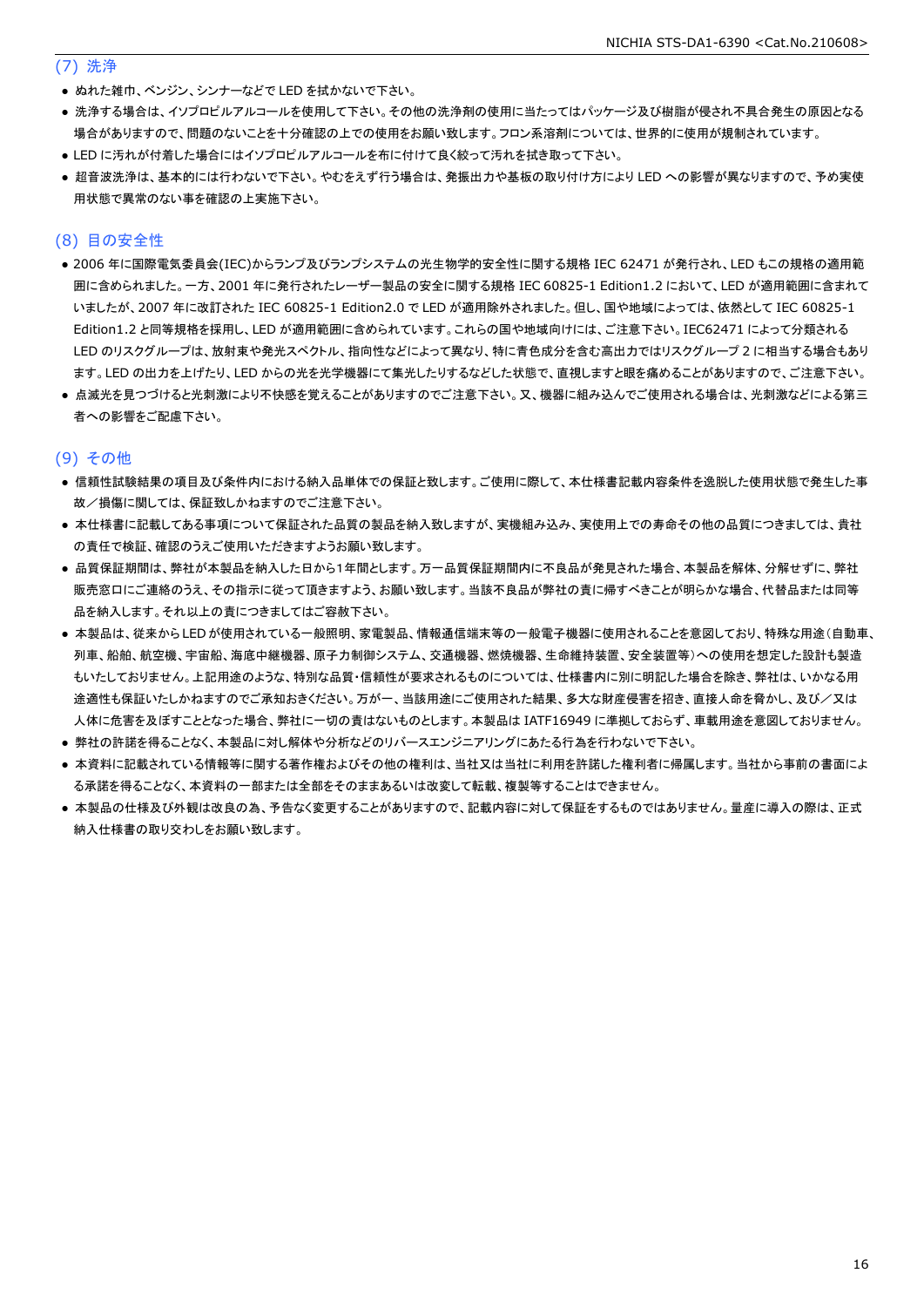## (7) 洗浄

- ぬれた雑巾、ベンジン、シンナーなどで LED を拭かないで下さい。
- 洗浄する場合は、イソプロピルアルコールを使用して下さい。その他の洗浄剤の使用に当たってはパッケージ及び樹脂が侵され不具合発生の原因となる場合がありますので、問題のないことを十分確認の上での使用をお願い致します。フロン系溶剤については、世界的に使用が規制されています。
- LED に汚れが付着した場合にはイソプロピルアルコールを布に付けて良く絞って汚れを拭き取って下さい。
- 超音波洗浄は、基本的には行わないで下さい。やむをえず行う場合は、発振出力や基板の取り付け方により LED への影響が異なりますので、予め実使用状態で異常のない事を確認の上実施下さい。

## (8) 目の安全性

- 2006 年に国際電気委員会(IEC)からランプ及びランプシステムの光生物学的安全性に関する規格 IEC 62471 が発行され、LED もこの規格の適用範囲に含められました。一方、2001 年に発行されたレーザー製品の安全に関する規格 IEC 60825-1 Edition1.2 において、LED が適用範囲に含まれていましたが、2007 年に改訂された IEC 60825-1 Edition2.0 で LED が適用除外されました。但し、国や地域によっては、依然として IEC 60825-1 Edition1.2 と同等規格を採用し、LED が適用範囲に含められています。これらの国や地域向けには、ご注意下さい。IEC62471 によって分類される LED のリスクグループは、放射束や発光スペクトル、指向性などによって異なり、特に青色成分を含む高出力ではリスクグループ 2 に相当する場合もあります。LED の出力を上げたり、LED からの光を光学機器にて集光したりするなどした状態で、直視しますと眼を痛めることがありますので、ご注意下さい。
- 点滅光を見つづけると光刺激により不快感を覚えることがありますのでご注意下さい。又、機器に組み込んでご使用される場合は、光刺激などによる第三者への影響をご配慮下さい。

## (9) その他

- 信頼性試験結果の項目及び条件内における納入品単体での保証と致します。ご使用に際して、本仕様書記載内容条件を逸脱した使用状態で発生した事故／損傷に関しては、保証致しかねますのでご注意下さい。
- 本仕様書に記載してある事項について保証された品質の製品を納入致しますが、実機組み込み、実使用上での寿命その他の品質につきましては、貴社の責任で検証、確認のうえご使用いただきますようお願い致します。
- 品質保証期間は、弊社が本製品を納入した日から1年間とします。万一品質保証期間内に不良品が発見された場合、本製品を解体、分解せずに、弊社販売窓口にご連絡のうえ、その指示に従って頂きますよう、お願い致します。当該不良品が弊社の責に帰すべきことが明らかな場合、代替品または同等品を納入します。それ以上の責につきましてはご容赦下さい。
- 本製品は、従来からLEDが使用されている一般照明、家電製品、情報通信端末等の一般電子機器に使用されることを意図しており、特殊な用途（自動車、列車、船舶、航空機、宇宙船、海底中継機器、原子力制御システム、交通機器、燃焼機器、生命維持装置、安全装置等）への使用を想定した設計も製造もいたしておりません。上記用途のような、特別な品質・信頼性が要求されるものについては、仕様書内に別に明記した場合を除き、弊社は、いかなる用途適性も保証いたしかねますのでご承知おきください。万が一、当該用途にご使用された結果、多大な財産侵害を招き、直接人命を脅かし、及び／又は人体に危害を及ぼすこととなった場合、弊社に一切の責はないものとします。本製品は IATF16949 に準拠しておらず、車載用途を意図しておりません。
- 弊社の許諾を得ることなく、本製品に対し解体や分析などのリバースエンジニアリングにあたる行為を行わないで下さい。
- 本資料に記載されている情報等に関する著作権およびその他の権利は、当社又は当社に利用を許諾した権利者に帰属します。当社から事前の書面による承諾を得ることなく、本資料の一部または全部をそのままあるいは改変して転載、複製等することはできません。
- 本製品の仕様及び外観は改良の為、予告なく変更することがありますので、記載内容に対して保証をするものではありません。量産に導入の際は、正式納入仕様書の取り交わしをお願い致します。